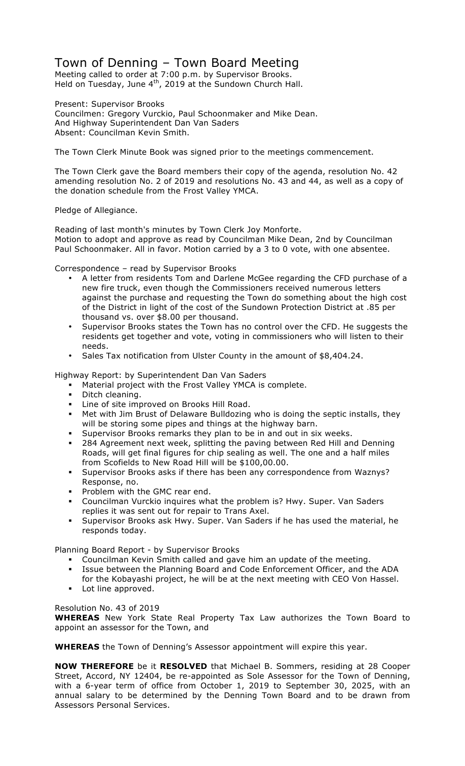# Town of Denning – Town Board Meeting

Meeting called to order at 7:00 p.m. by Supervisor Brooks.
Held on Tuesday, June 4th, 2019 at the Sundown Church Hall.

Present: Supervisor Brooks
Councilmen: Gregory Vurckio, Paul Schoonmaker and Mike Dean.
And Highway Superintendent Dan Van Saders
Absent: Councilman Kevin Smith.

The Town Clerk Minute Book was signed prior to the meetings commencement.

The Town Clerk gave the Board members their copy of the agenda, resolution No. 42 amending resolution No. 2 of 2019 and resolutions No. 43 and 44, as well as a copy of the donation schedule from the Frost Valley YMCA.

Pledge of Allegiance.

Reading of last month's minutes by Town Clerk Joy Monforte.
Motion to adopt and approve as read by Councilman Mike Dean, 2nd by Councilman Paul Schoonmaker. All in favor. Motion carried by a 3 to 0 vote, with one absentee.

Correspondence – read by Supervisor Brooks

- A letter from residents Tom and Darlene McGee regarding the CFD purchase of a new fire truck, even though the Commissioners received numerous letters against the purchase and requesting the Town do something about the high cost of the District in light of the cost of the Sundown Protection District at .85 per thousand vs. over $8.00 per thousand.
- Supervisor Brooks states the Town has no control over the CFD. He suggests the residents get together and vote, voting in commissioners who will listen to their needs.
- Sales Tax notification from Ulster County in the amount of $8,404.24.

Highway Report: by Superintendent Dan Van Saders

- Material project with the Frost Valley YMCA is complete.
- Ditch cleaning.
- Line of site improved on Brooks Hill Road.
- Met with Jim Brust of Delaware Bulldozing who is doing the septic installs, they will be storing some pipes and things at the highway barn.
- Supervisor Brooks remarks they plan to be in and out in six weeks.
- 284 Agreement next week, splitting the paving between Red Hill and Denning Roads, will get final figures for chip sealing as well. The one and a half miles from Scofields to New Road Hill will be $100,00.00.
- Supervisor Brooks asks if there has been any correspondence from Waznys? Response, no.
- Problem with the GMC rear end.
- Councilman Vurckio inquires what the problem is? Hwy. Super. Van Saders replies it was sent out for repair to Trans Axel.
- Supervisor Brooks ask Hwy. Super. Van Saders if he has used the material, he responds today.

Planning Board Report - by Supervisor Brooks

- Councilman Kevin Smith called and gave him an update of the meeting.
- Issue between the Planning Board and Code Enforcement Officer, and the ADA for the Kobayashi project, he will be at the next meeting with CEO Von Hassel.
- Lot line approved.

Resolution No. 43 of 2019

**WHEREAS** New York State Real Property Tax Law authorizes the Town Board to appoint an assessor for the Town, and

**WHEREAS** the Town of Denning's Assessor appointment will expire this year.

**NOW THEREFORE** be it **RESOLVED** that Michael B. Sommers, residing at 28 Cooper Street, Accord, NY 12404, be re-appointed as Sole Assessor for the Town of Denning, with a 6-year term of office from October 1, 2019 to September 30, 2025, with an annual salary to be determined by the Denning Town Board and to be drawn from Assessors Personal Services.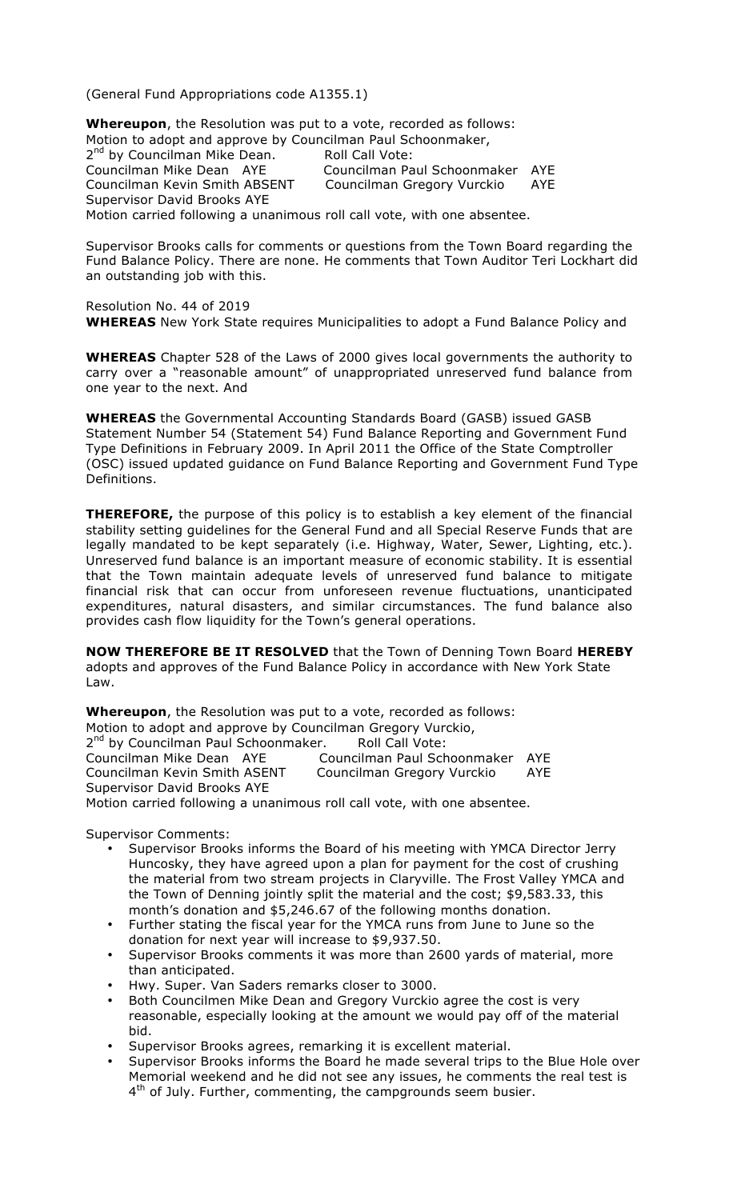(General Fund Appropriations code A1355.1)

**Whereupon**, the Resolution was put to a vote, recorded as follows:
Motion to adopt and approve by Councilman Paul Schoonmaker,
2nd by Councilman Mike Dean. Roll Call Vote:

| | |
|---|---|
| Councilman Mike Dean AYE | Councilman Paul Schoonmaker AYE |
| Councilman Kevin Smith ABSENT | Councilman Gregory Vurckio AYE |
| Supervisor David Brooks AYE | |

Motion carried following a unanimous roll call vote, with one absentee.

Supervisor Brooks calls for comments or questions from the Town Board regarding the Fund Balance Policy. There are none. He comments that Town Auditor Teri Lockhart did an outstanding job with this.

Resolution No. 44 of 2019
**WHEREAS** New York State requires Municipalities to adopt a Fund Balance Policy and

**WHEREAS** Chapter 528 of the Laws of 2000 gives local governments the authority to carry over a "reasonable amount" of unappropriated unreserved fund balance from one year to the next. And

**WHEREAS** the Governmental Accounting Standards Board (GASB) issued GASB Statement Number 54 (Statement 54) Fund Balance Reporting and Government Fund Type Definitions in February 2009. In April 2011 the Office of the State Comptroller (OSC) issued updated guidance on Fund Balance Reporting and Government Fund Type Definitions.

**THEREFORE,** the purpose of this policy is to establish a key element of the financial stability setting guidelines for the General Fund and all Special Reserve Funds that are legally mandated to be kept separately (i.e. Highway, Water, Sewer, Lighting, etc.). Unreserved fund balance is an important measure of economic stability. It is essential that the Town maintain adequate levels of unreserved fund balance to mitigate financial risk that can occur from unforeseen revenue fluctuations, unanticipated expenditures, natural disasters, and similar circumstances. The fund balance also provides cash flow liquidity for the Town's general operations.

**NOW THEREFORE BE IT RESOLVED** that the Town of Denning Town Board **HEREBY** adopts and approves of the Fund Balance Policy in accordance with New York State Law.

**Whereupon**, the Resolution was put to a vote, recorded as follows:
Motion to adopt and approve by Councilman Gregory Vurckio,
2nd by Councilman Paul Schoonmaker. Roll Call Vote:

| | |
|---|---|
| Councilman Mike Dean AYE | Councilman Paul Schoonmaker AYE |
| Councilman Kevin Smith ASENT | Councilman Gregory Vurckio AYE |
| Supervisor David Brooks AYE | |

Motion carried following a unanimous roll call vote, with one absentee.

Supervisor Comments:

- Supervisor Brooks informs the Board of his meeting with YMCA Director Jerry Huncosky, they have agreed upon a plan for payment for the cost of crushing the material from two stream projects in Claryville. The Frost Valley YMCA and the Town of Denning jointly split the material and the cost; $9,583.33, this month's donation and $5,246.67 of the following months donation.
- Further stating the fiscal year for the YMCA runs from June to June so the donation for next year will increase to $9,937.50.
- Supervisor Brooks comments it was more than 2600 yards of material, more than anticipated.
- Hwy. Super. Van Saders remarks closer to 3000.
- Both Councilmen Mike Dean and Gregory Vurckio agree the cost is very reasonable, especially looking at the amount we would pay off of the material bid.
- Supervisor Brooks agrees, remarking it is excellent material.
- Supervisor Brooks informs the Board he made several trips to the Blue Hole over Memorial weekend and he did not see any issues, he comments the real test is 4th of July. Further, commenting, the campgrounds seem busier.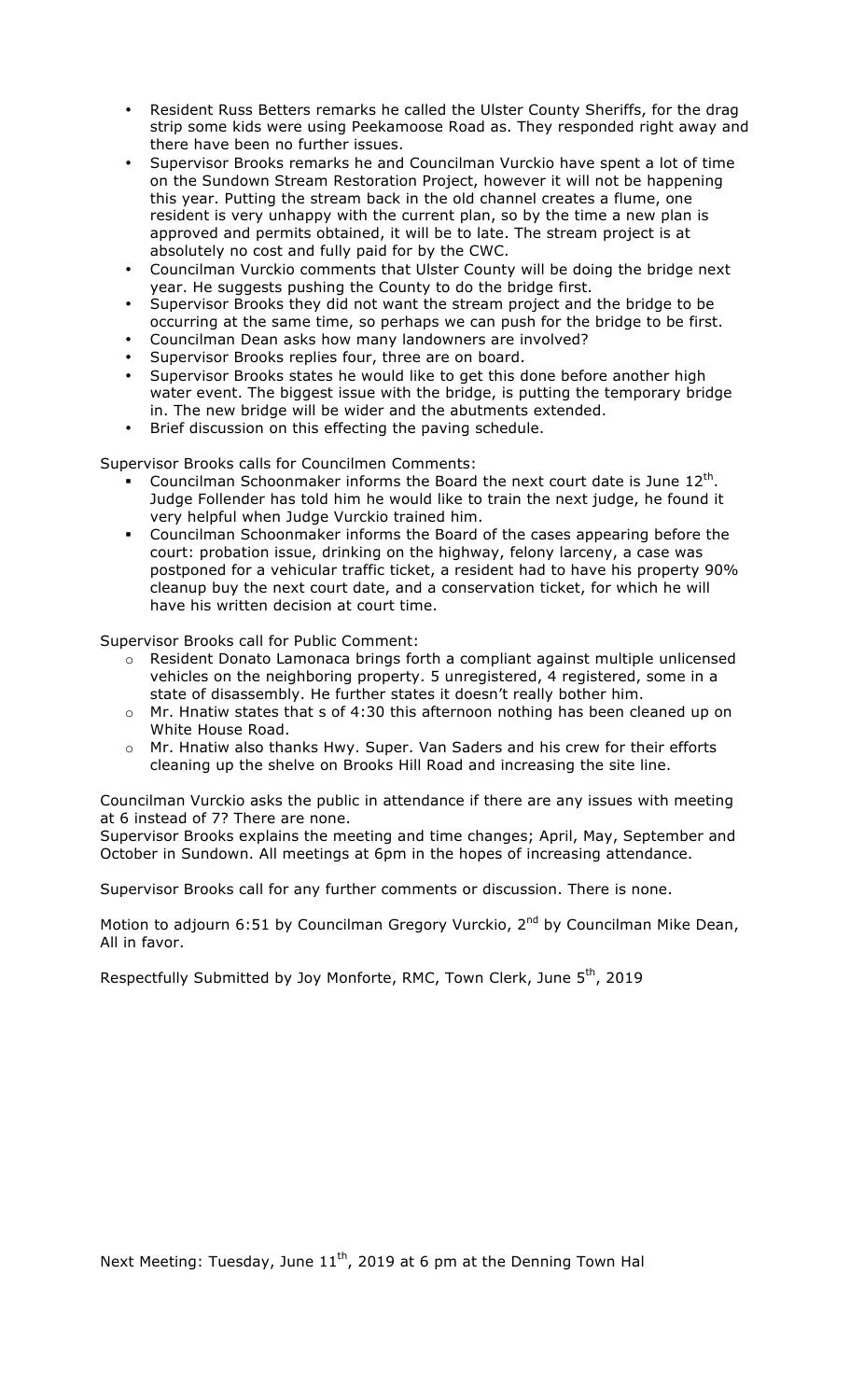- Resident Russ Betters remarks he called the Ulster County Sheriffs, for the drag strip some kids were using Peekamoose Road as. They responded right away and there have been no further issues.
- Supervisor Brooks remarks he and Councilman Vurckio have spent a lot of time on the Sundown Stream Restoration Project, however it will not be happening this year. Putting the stream back in the old channel creates a flume, one resident is very unhappy with the current plan, so by the time a new plan is approved and permits obtained, it will be to late. The stream project is at absolutely no cost and fully paid for by the CWC.
- Councilman Vurckio comments that Ulster County will be doing the bridge next year. He suggests pushing the County to do the bridge first.
- Supervisor Brooks they did not want the stream project and the bridge to be occurring at the same time, so perhaps we can push for the bridge to be first.
- Councilman Dean asks how many landowners are involved?
- Supervisor Brooks replies four, three are on board.
- Supervisor Brooks states he would like to get this done before another high water event. The biggest issue with the bridge, is putting the temporary bridge in. The new bridge will be wider and the abutments extended.
- Brief discussion on this effecting the paving schedule.

Supervisor Brooks calls for Councilmen Comments:

- Councilman Schoonmaker informs the Board the next court date is June 12th. Judge Follender has told him he would like to train the next judge, he found it very helpful when Judge Vurckio trained him.
- Councilman Schoonmaker informs the Board of the cases appearing before the court: probation issue, drinking on the highway, felony larceny, a case was postponed for a vehicular traffic ticket, a resident had to have his property 90% cleanup buy the next court date, and a conservation ticket, for which he will have his written decision at court time.

Supervisor Brooks call for Public Comment:

- Resident Donato Lamonaca brings forth a compliant against multiple unlicensed vehicles on the neighboring property. 5 unregistered, 4 registered, some in a state of disassembly. He further states it doesn't really bother him.
- Mr. Hnatiw states that s of 4:30 this afternoon nothing has been cleaned up on White House Road.
- Mr. Hnatiw also thanks Hwy. Super. Van Saders and his crew for their efforts cleaning up the shelve on Brooks Hill Road and increasing the site line.

Councilman Vurckio asks the public in attendance if there are any issues with meeting at 6 instead of 7? There are none.

Supervisor Brooks explains the meeting and time changes; April, May, September and October in Sundown. All meetings at 6pm in the hopes of increasing attendance.

Supervisor Brooks call for any further comments or discussion. There is none.

Motion to adjourn 6:51 by Councilman Gregory Vurckio, 2nd by Councilman Mike Dean, All in favor.

Respectfully Submitted by Joy Monforte, RMC, Town Clerk, June 5th, 2019

Next Meeting: Tuesday, June 11th, 2019 at 6 pm at the Denning Town Hal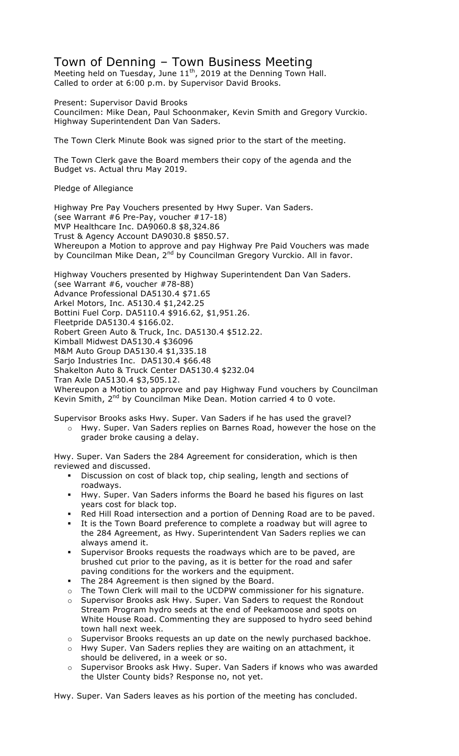# Town of Denning – Town Business Meeting

Meeting held on Tuesday, June 11th, 2019 at the Denning Town Hall.
Called to order at 6:00 p.m. by Supervisor David Brooks.

Present: Supervisor David Brooks
Councilmen: Mike Dean, Paul Schoonmaker, Kevin Smith and Gregory Vurckio.
Highway Superintendent Dan Van Saders.

The Town Clerk Minute Book was signed prior to the start of the meeting.

The Town Clerk gave the Board members their copy of the agenda and the Budget vs. Actual thru May 2019.

Pledge of Allegiance

Highway Pre Pay Vouchers presented by Hwy Super. Van Saders.
(see Warrant #6 Pre-Pay, voucher #17-18)
MVP Healthcare Inc. DA9060.8 $8,324.86
Trust & Agency Account DA9030.8 $850.57.
Whereupon a Motion to approve and pay Highway Pre Paid Vouchers was made by Councilman Mike Dean, 2nd by Councilman Gregory Vurckio. All in favor.

Highway Vouchers presented by Highway Superintendent Dan Van Saders.
(see Warrant #6, voucher #78-88)
Advance Professional DA5130.4 $71.65
Arkel Motors, Inc. A5130.4 $1,242.25
Bottini Fuel Corp. DA5110.4 $916.62, $1,951.26.
Fleetpride DA5130.4 $166.02.
Robert Green Auto & Truck, Inc. DA5130.4 $512.22.
Kimball Midwest DA5130.4 $36096
M&M Auto Group DA5130.4 $1,335.18
Sarjo Industries Inc. DA5130.4 $66.48
Shakelton Auto & Truck Center DA5130.4 $232.04
Tran Axle DA5130.4 $3,505.12.
Whereupon a Motion to approve and pay Highway Fund vouchers by Councilman Kevin Smith, 2nd by Councilman Mike Dean. Motion carried 4 to 0 vote.

Supervisor Brooks asks Hwy. Super. Van Saders if he has used the gravel?

- Hwy. Super. Van Saders replies on Barnes Road, however the hose on the grader broke causing a delay.

Hwy. Super. Van Saders the 284 Agreement for consideration, which is then reviewed and discussed.

- Discussion on cost of black top, chip sealing, length and sections of roadways.
- Hwy. Super. Van Saders informs the Board he based his figures on last years cost for black top.
- Red Hill Road intersection and a portion of Denning Road are to be paved.
- It is the Town Board preference to complete a roadway but will agree to the 284 Agreement, as Hwy. Superintendent Van Saders replies we can always amend it.
- Supervisor Brooks requests the roadways which are to be paved, are brushed cut prior to the paving, as it is better for the road and safer paving conditions for the workers and the equipment.
- The 284 Agreement is then signed by the Board.
  - The Town Clerk will mail to the UCDPW commissioner for his signature.
  - Supervisor Brooks ask Hwy. Super. Van Saders to request the Rondout Stream Program hydro seeds at the end of Peekamoose and spots on White House Road. Commenting they are supposed to hydro seed behind town hall next week.
  - Supervisor Brooks requests an up date on the newly purchased backhoe.
  - Hwy Super. Van Saders replies they are waiting on an attachment, it should be delivered, in a week or so.
  - Supervisor Brooks ask Hwy. Super. Van Saders if knows who was awarded the Ulster County bids? Response no, not yet.

Hwy. Super. Van Saders leaves as his portion of the meeting has concluded.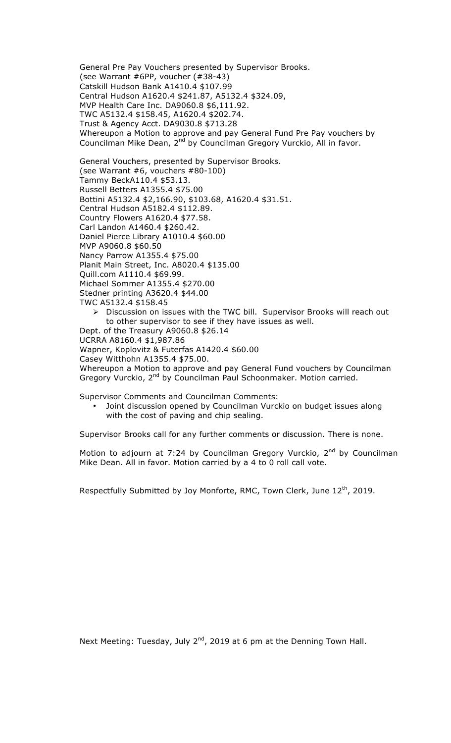General Pre Pay Vouchers presented by Supervisor Brooks.
(see Warrant #6PP, voucher (#38-43)
Catskill Hudson Bank A1410.4 $107.99
Central Hudson A1620.4 $241.87, A5132.4 $324.09,
MVP Health Care Inc. DA9060.8 $6,111.92.
TWC A5132.4 $158.45, A1620.4 $202.74.
Trust & Agency Acct. DA9030.8 $713.28
Whereupon a Motion to approve and pay General Fund Pre Pay vouchers by Councilman Mike Dean, 2nd by Councilman Gregory Vurckio, All in favor.

General Vouchers, presented by Supervisor Brooks.
(see Warrant #6, vouchers #80-100)
Tammy BeckA110.4 $53.13.
Russell Betters A1355.4 $75.00
Bottini A5132.4 $2,166.90, $103.68, A1620.4 $31.51.
Central Hudson A5182.4 $112.89.
Country Flowers A1620.4 $77.58.
Carl Landon A1460.4 $260.42.
Daniel Pierce Library A1010.4 $60.00
MVP A9060.8 $60.50
Nancy Parrow A1355.4 $75.00
Planit Main Street, Inc. A8020.4 $135.00
Quill.com A1110.4 $69.99.
Michael Sommer A1355.4 $270.00
Stedner printing A3620.4 $44.00
TWC A5132.4 $158.45

- Discussion on issues with the TWC bill. Supervisor Brooks will reach out to other supervisor to see if they have issues as well.

Dept. of the Treasury A9060.8 $26.14
UCRRA A8160.4 $1,987.86
Wapner, Koplovitz & Futerfas A1420.4 $60.00
Casey Witthohn A1355.4 $75.00.
Whereupon a Motion to approve and pay General Fund vouchers by Councilman Gregory Vurckio, 2nd by Councilman Paul Schoonmaker. Motion carried.

Supervisor Comments and Councilman Comments:

- Joint discussion opened by Councilman Vurckio on budget issues along with the cost of paving and chip sealing.

Supervisor Brooks call for any further comments or discussion. There is none.

Motion to adjourn at 7:24 by Councilman Gregory Vurckio, 2nd by Councilman Mike Dean. All in favor. Motion carried by a 4 to 0 roll call vote.

Respectfully Submitted by Joy Monforte, RMC, Town Clerk, June 12th, 2019.

Next Meeting: Tuesday, July 2nd, 2019 at 6 pm at the Denning Town Hall.